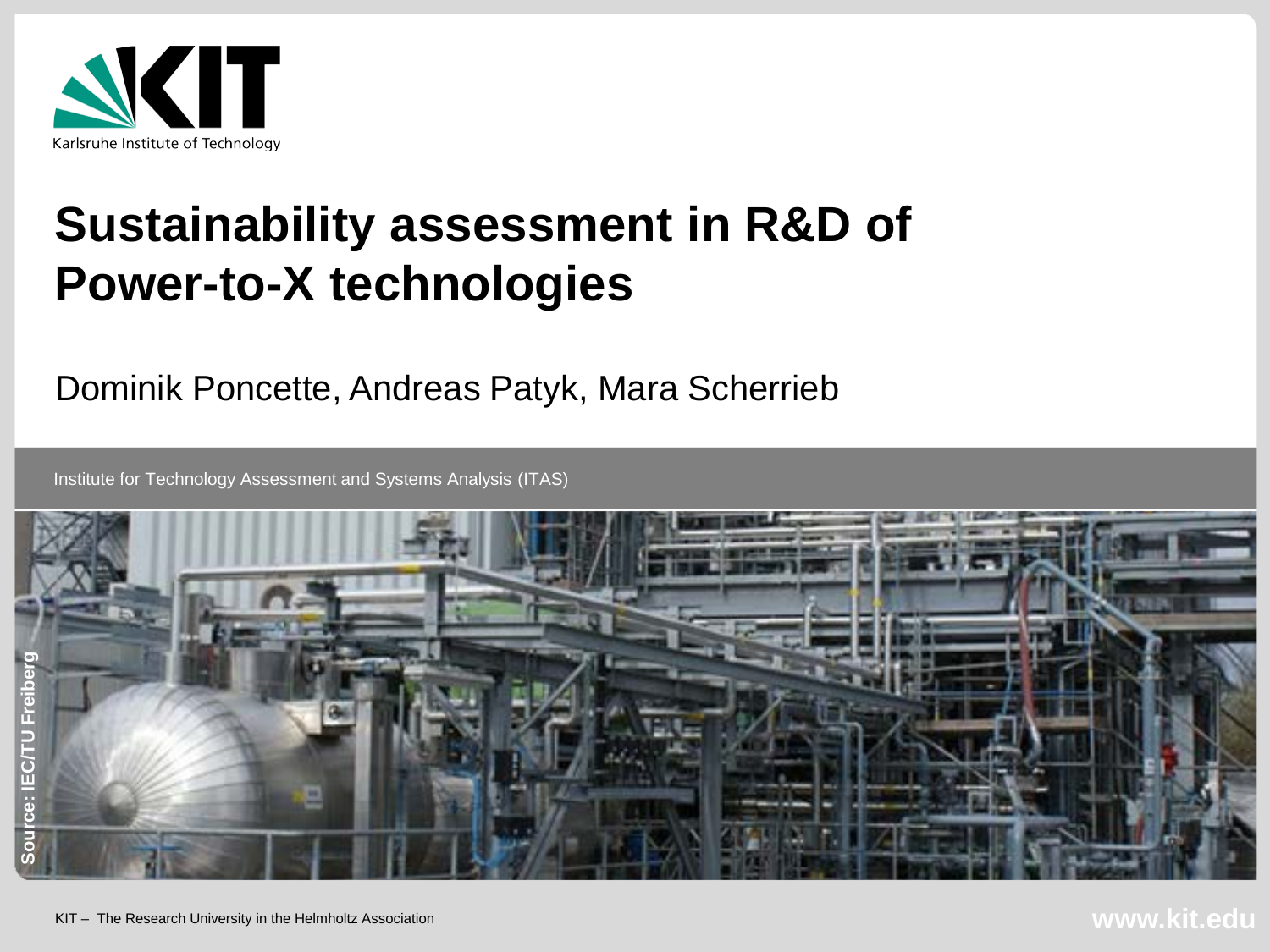# Sustainability assessment in R&D of Power-to-X technologies

Dominik Poncette, Andreas Patyk, Mara Scherrieb

Institute for Technology Assessment and Systems Analysis (ITAS)

Source: IEC/TU Freiberg

KIT – The Research University in the Helmholtz Association

www.kit.edu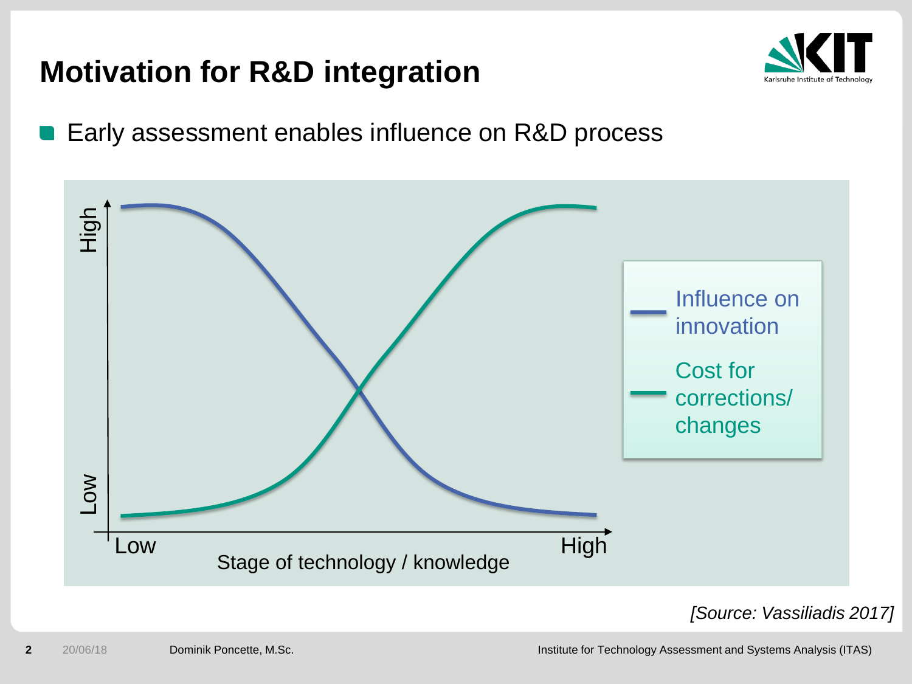# Motivation for R&D integration

- Early assessment enables influence on R&D process

High

Low

Low

High

Stage of technology / knowledge

Influence on innovation

Cost for corrections/ changes

*[Source: Vassiliadis 2017]*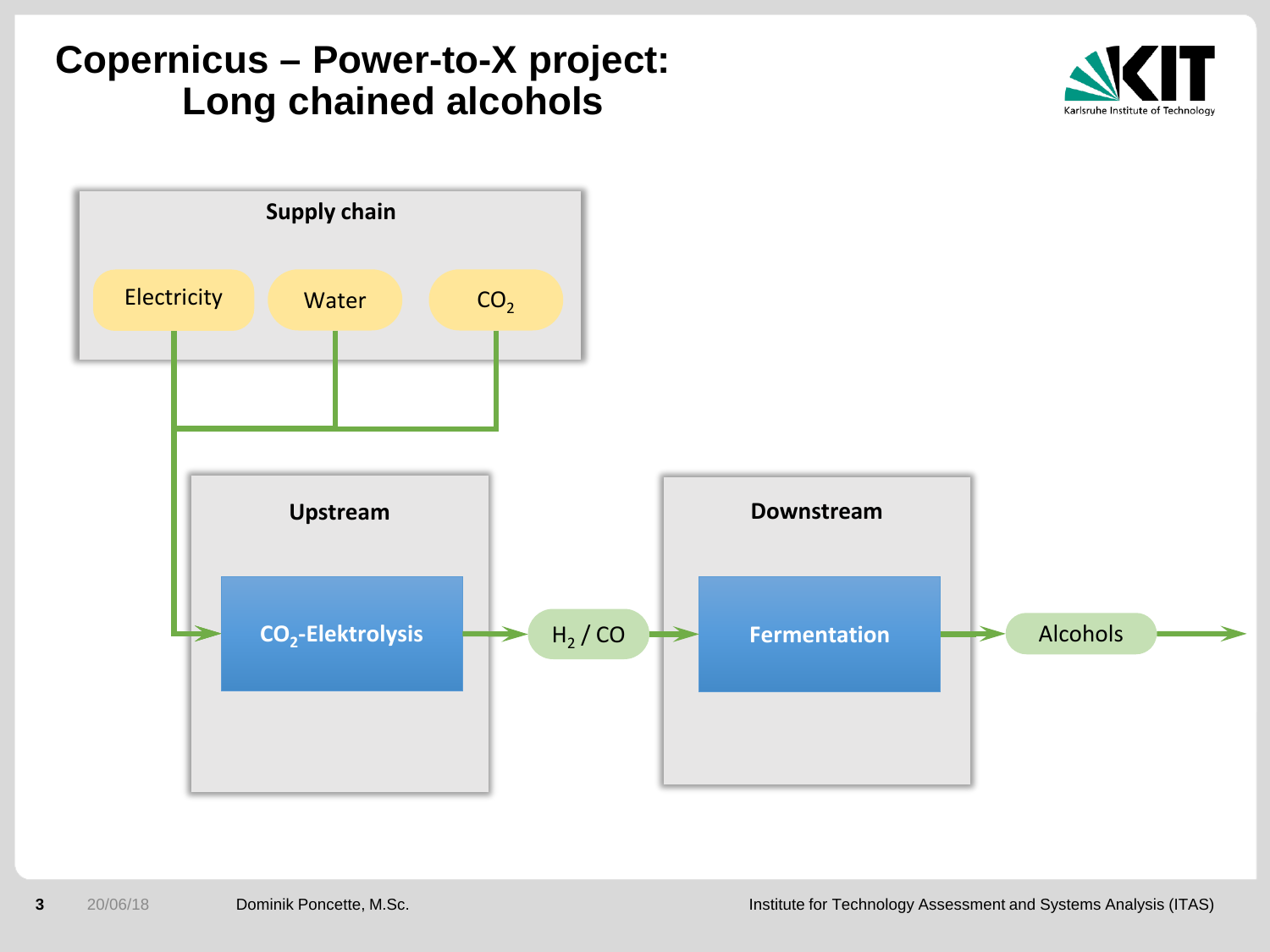# Copernicus – Power-to-X project: Long chained alcohols

**Supply chain**

- Electricity
- Water
- $CO_2$

**Upstream**

$CO_2$-Elektrolysis → $H_2$ / CO

**Downstream**

Fermentation → Alcohols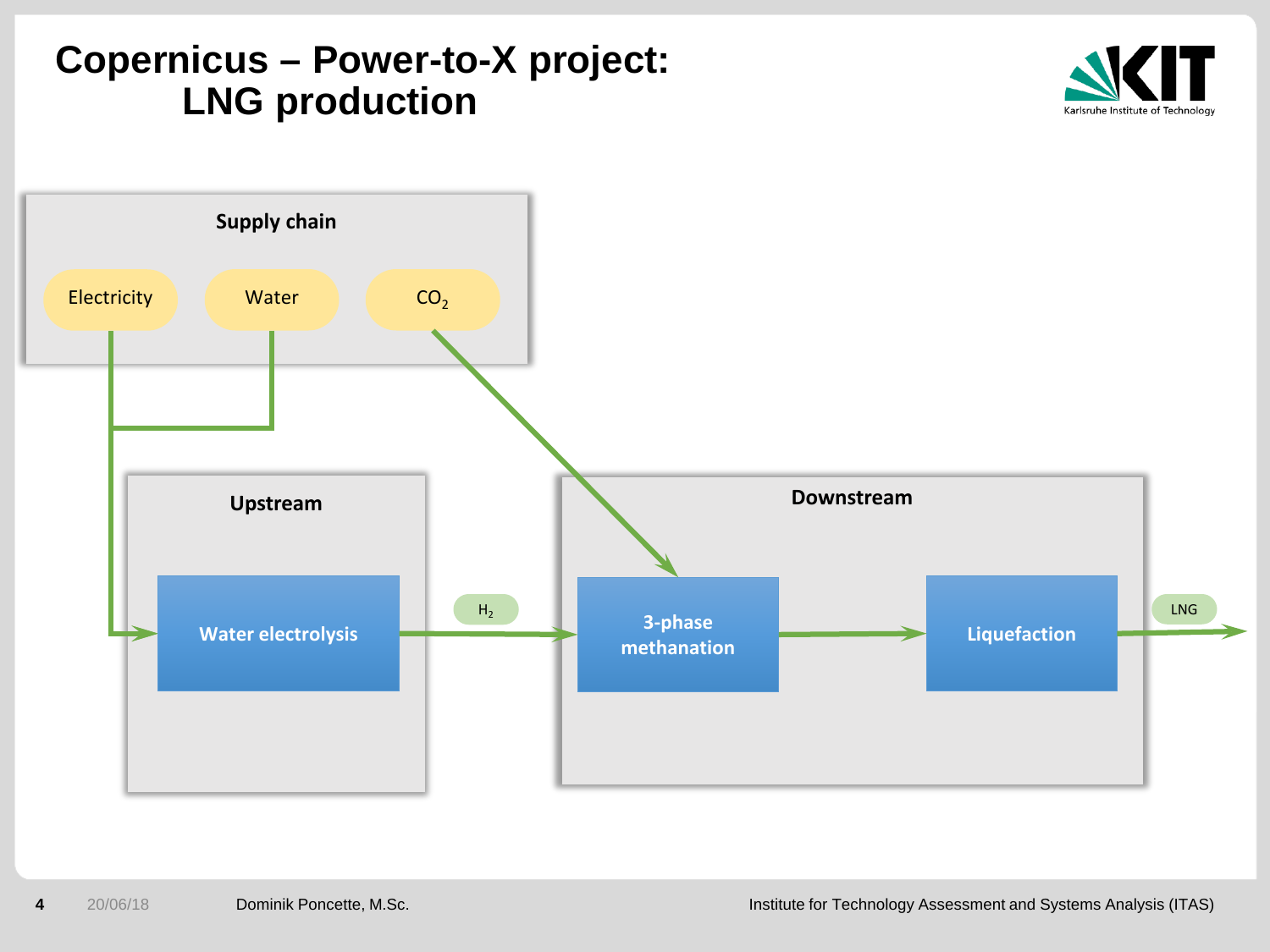# Copernicus – Power-to-X project: LNG production

**Supply chain**

Electricity

Water

$CO_2$

**Upstream**

Water electrolysis

$H_2$

**Downstream**

3-phase methanation

Liquefaction

LNG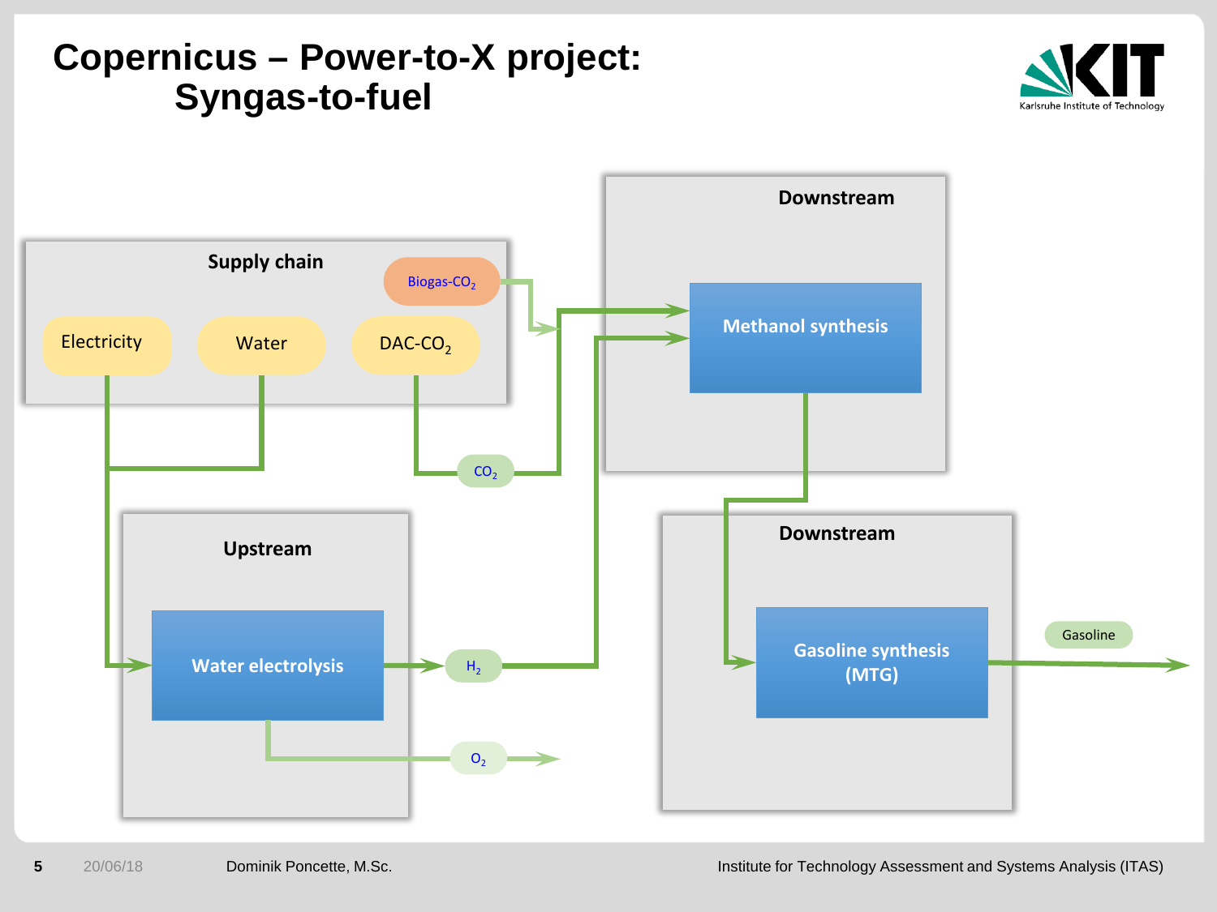# Copernicus – Power-to-X project: Syngas-to-fuel

**Supply chain**

- Electricity
- Water
- DAC-$CO_2$
- Biogas-$CO_2$

**Upstream**

- Water electrolysis → $H_2$, $O_2$

**Downstream**

- Methanol synthesis ($CO_2$, $H_2$)

**Downstream**

- Gasoline synthesis (MTG) → Gasoline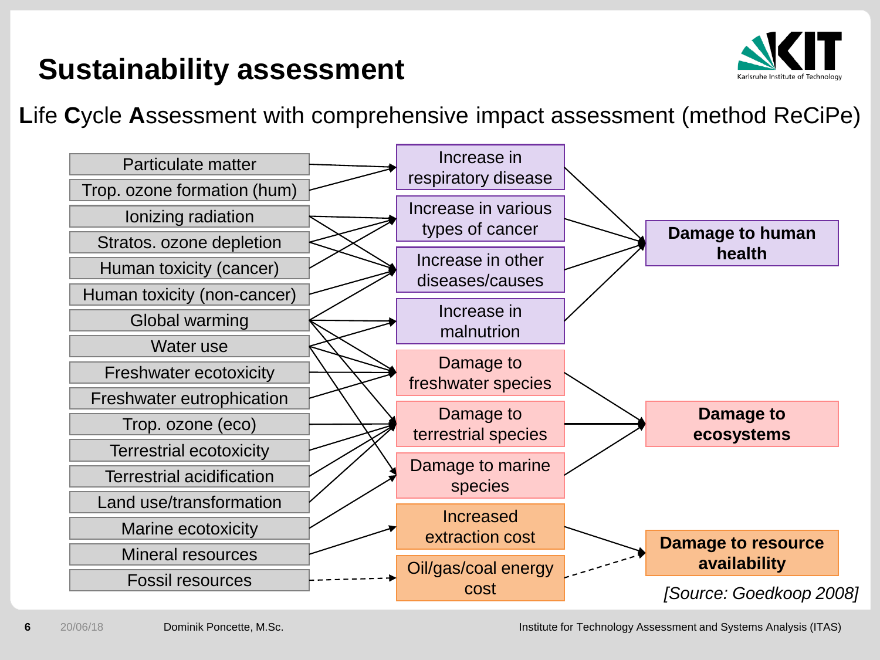# Sustainability assessment

**L**ife **C**ycle **A**ssessment with comprehensive impact assessment (method ReCiPe)

| Midpoint impact categories | Damage pathways | Endpoint categories |
|---|---|---|
| Particulate matter | Increase in respiratory disease | **Damage to human health** |
| Trop. ozone formation (hum) | Increase in various types of cancer | |
| Ionizing radiation | Increase in other diseases/causes | |
| Stratos. ozone depletion | Increase in malnutrition | |
| Human toxicity (cancer) | Damage to freshwater species | **Damage to ecosystems** |
| Human toxicity (non-cancer) | Damage to terrestrial species | |
| Global warming | Damage to marine species | |
| Water use | Increased extraction cost | **Damage to resource availability** |
| Freshwater ecotoxicity | Oil/gas/coal energy cost | |
| Freshwater eutrophication | | |
| Trop. ozone (eco) | | |
| Terrestrial ecotoxicity | | |
| Terrestrial acidification | | |
| Land use/transformation | | |
| Marine ecotoxicity | | |
| Mineral resources | | |
| Fossil resources | | |

*[Source: Goedkoop 2008]*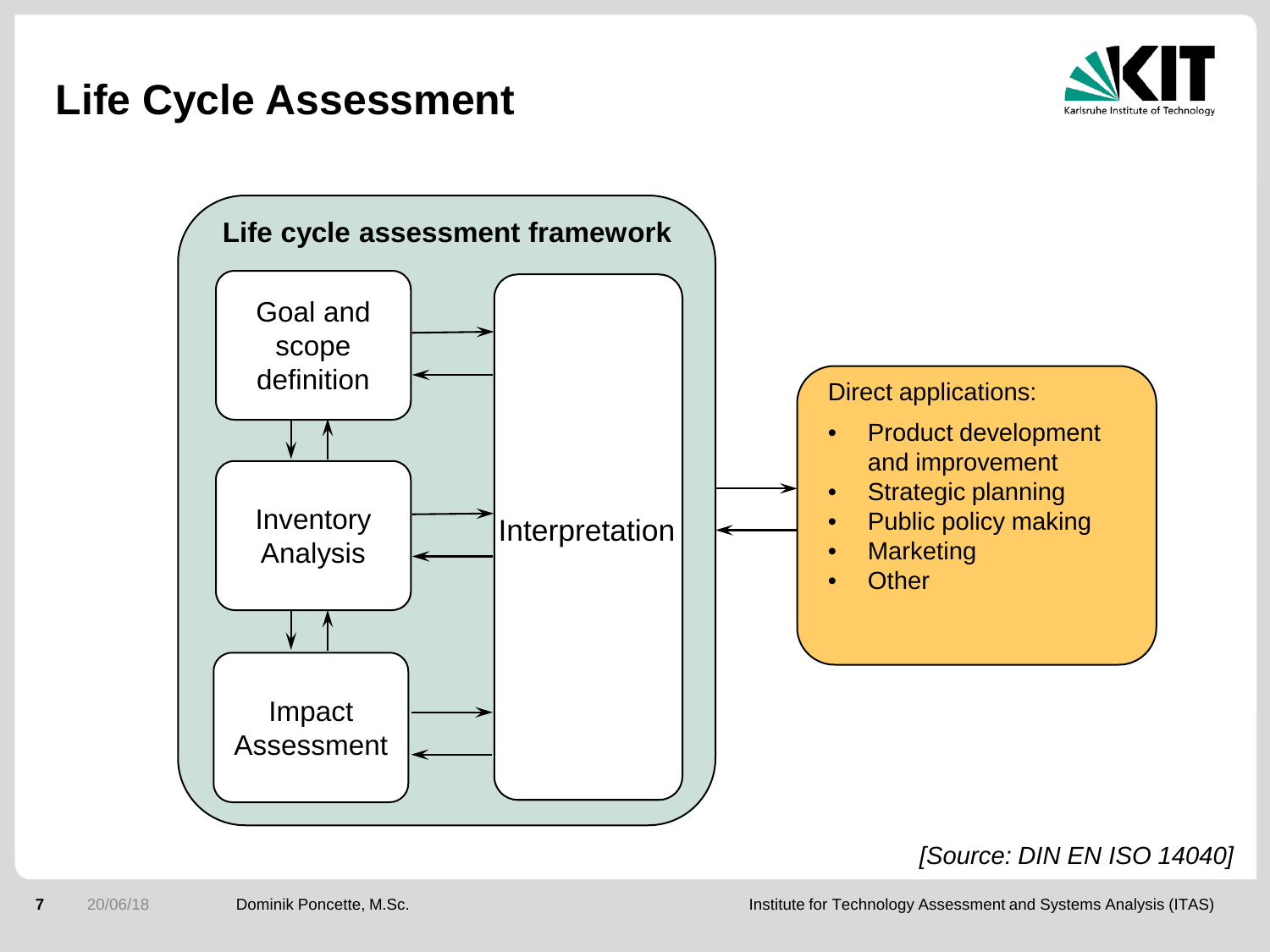# Life Cycle Assessment

**Life cycle assessment framework**

Goal and scope definition

Inventory Analysis

Impact Assessment

Interpretation

Direct applications:

- Product development and improvement
- Strategic planning
- Public policy making
- Marketing
- Other

*[Source: DIN EN ISO 14040]*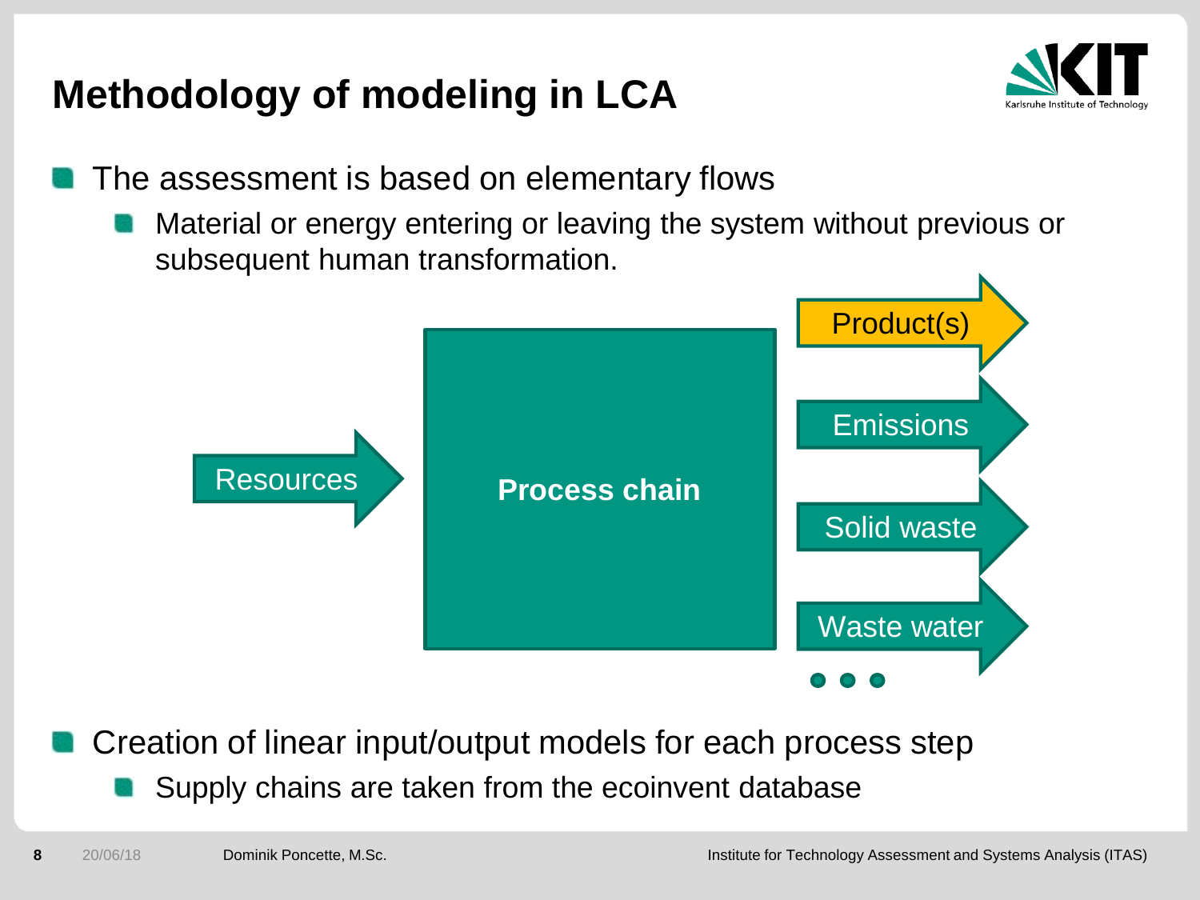# Methodology of modeling in LCA

- The assessment is based on elementary flows
  - Material or energy entering or leaving the system without previous or subsequent human transformation.

Resources → Process chain → Product(s), Emissions, Solid waste, Waste water, …

- Creation of linear input/output models for each process step
  - Supply chains are taken from the ecoinvent database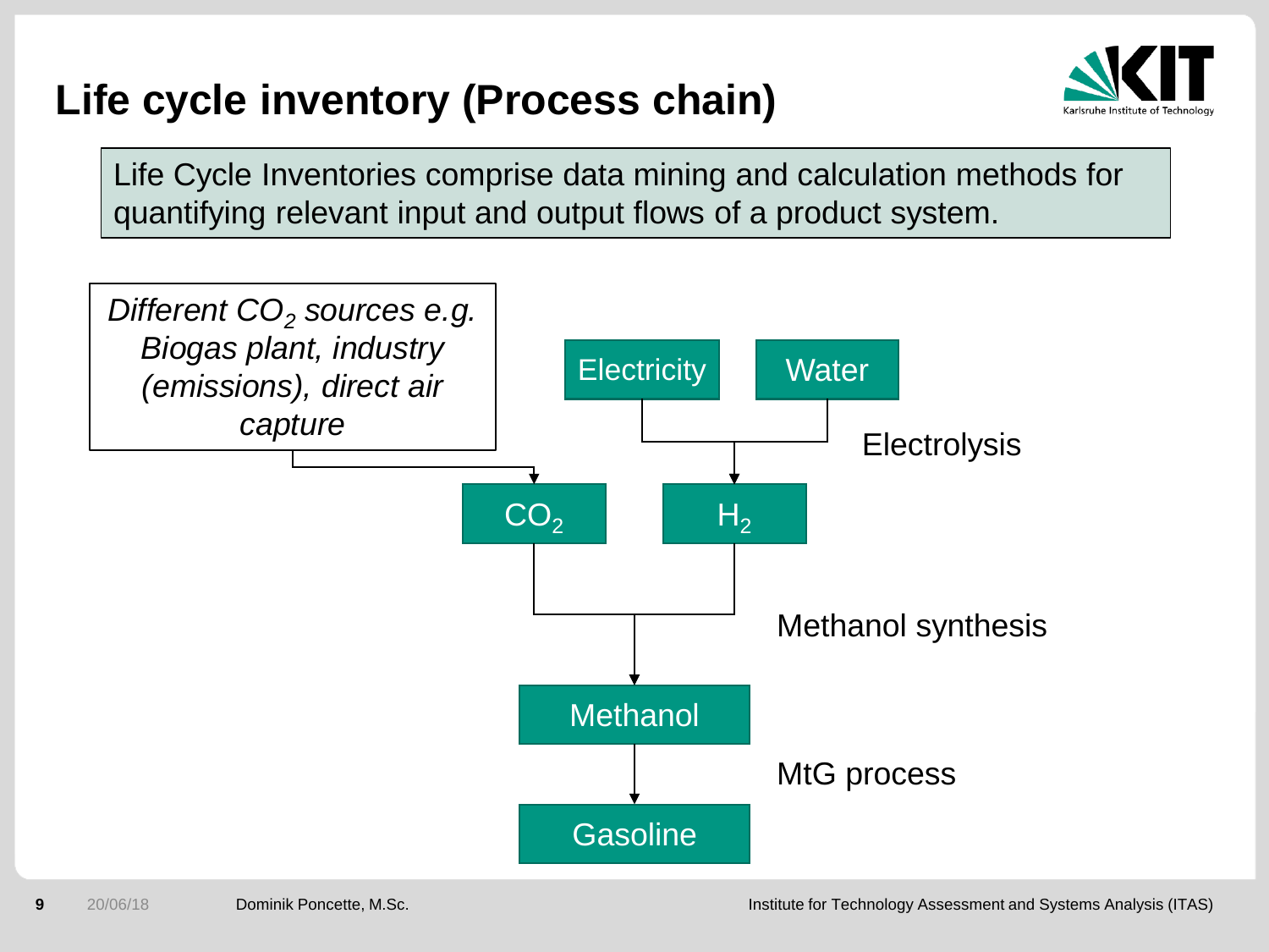# Life cycle inventory (Process chain)

Life Cycle Inventories comprise data mining and calculation methods for quantifying relevant input and output flows of a product system.

*Different $CO_2$ sources e.g. Biogas plant, industry (emissions), direct air capture*

Electricity

Water

Electrolysis

$CO_2$

$H_2$

Methanol synthesis

Methanol

MtG process

Gasoline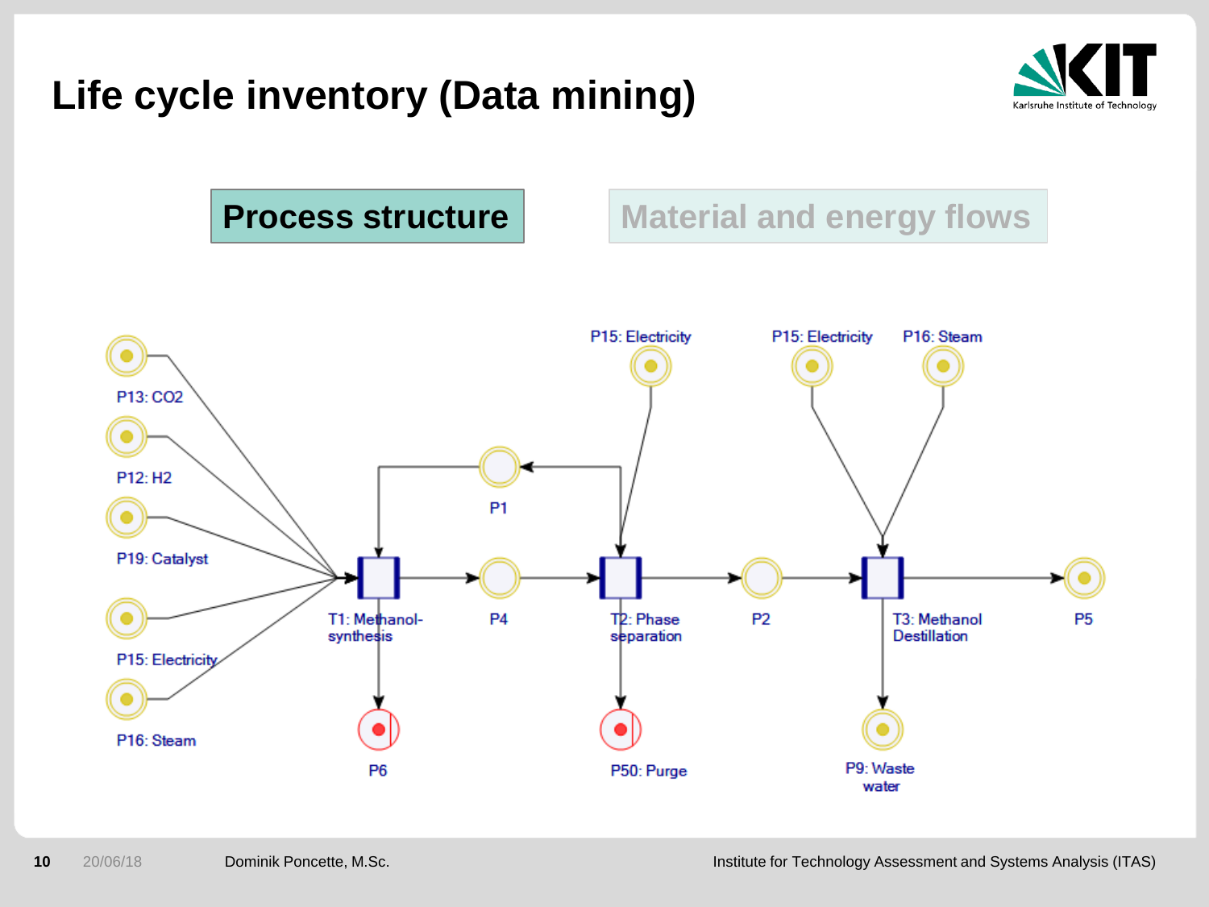# Life cycle inventory (Data mining)

**Process structure**

Material and energy flows

P13: CO2

P12: H2

P19: Catalyst

P15: Electricity

P16: Steam

P1

P15: Electricity

P15: Electricity

P16: Steam

T1: Methanol-synthesis

P4

T2: Phase separation

P2

T3: Methanol Destillation

P5

P6

P50: Purge

P9: Waste water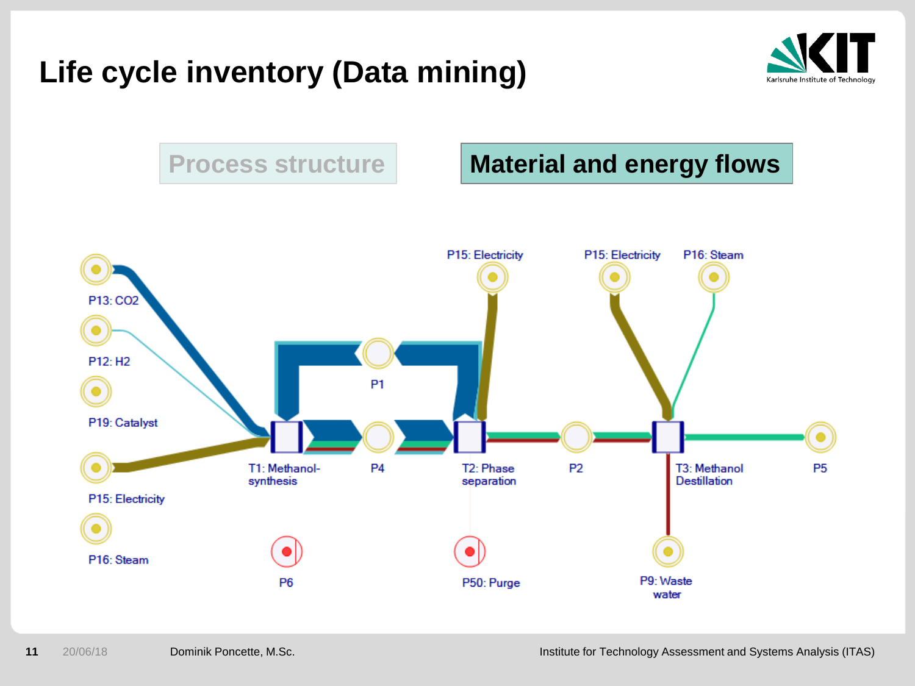# Life cycle inventory (Data mining)

Process structure

**Material and energy flows**

P13: CO2

P12: H2

P19: Catalyst

P15: Electricity

P16: Steam

T1: Methanol-synthesis

P1

P4

P6

P15: Electricity

T2: Phase separation

P50: Purge

P2

P15: Electricity

P16: Steam

T3: Methanol Destillation

P9: Waste water

P5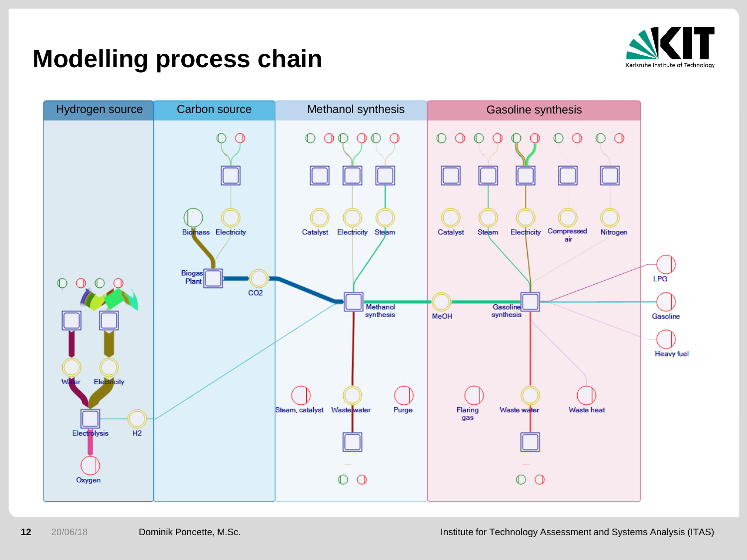# Modelling process chain

Hydrogen source | Carbon source | Methanol synthesis | Gasoline synthesis

Biomass, Electricity, Biogas Plant, $CO_2$

Catalyst, Electricity, Steam, Methanol synthesis, Steam, catalyst, Waste water, Purge

Catalyst, Steam, Electricity, Compressed air, Nitrogen, MeOH, Gasoline synthesis, Flaring gas, Waste water, Waste heat

LPG, Gasoline, Heavy fuel

Water, Electricity, Electrolysis, $H_2$, Oxygen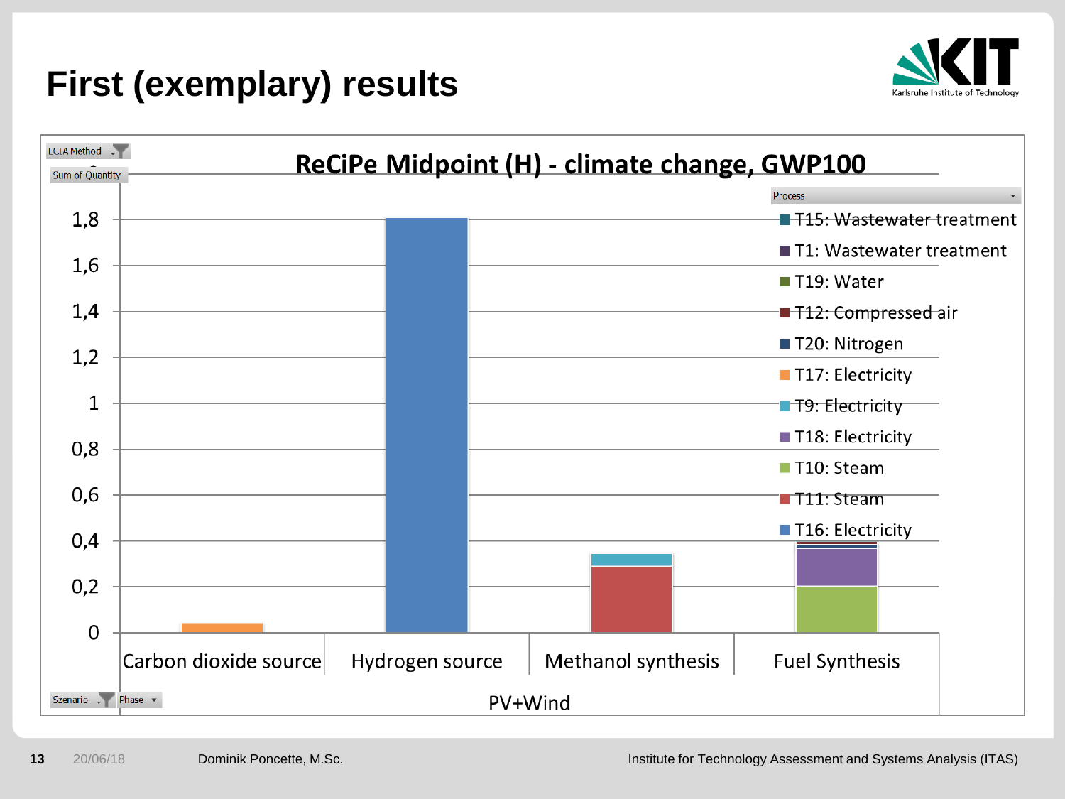# First (exemplary) results

LCIA Method

Sum of Quantity

**ReCiPe Midpoint (H) - climate change, GWP100**

Process

- T15: Wastewater treatment
- T1: Wastewater treatment
- T19: Water
- T12: Compressed air
- T20: Nitrogen
- T17: Electricity
- T9: Electricity
- T18: Electricity
- T10: Steam
- T11: Steam
- T16: Electricity

Y-axis: 0, 0,2, 0,4, 0,6, 0,8, 1, 1,2, 1,4, 1,6, 1,8

X-axis: Carbon dioxide source | Hydrogen source | Methanol synthesis | Fuel Synthesis

PV+Wind

Szenario | Phase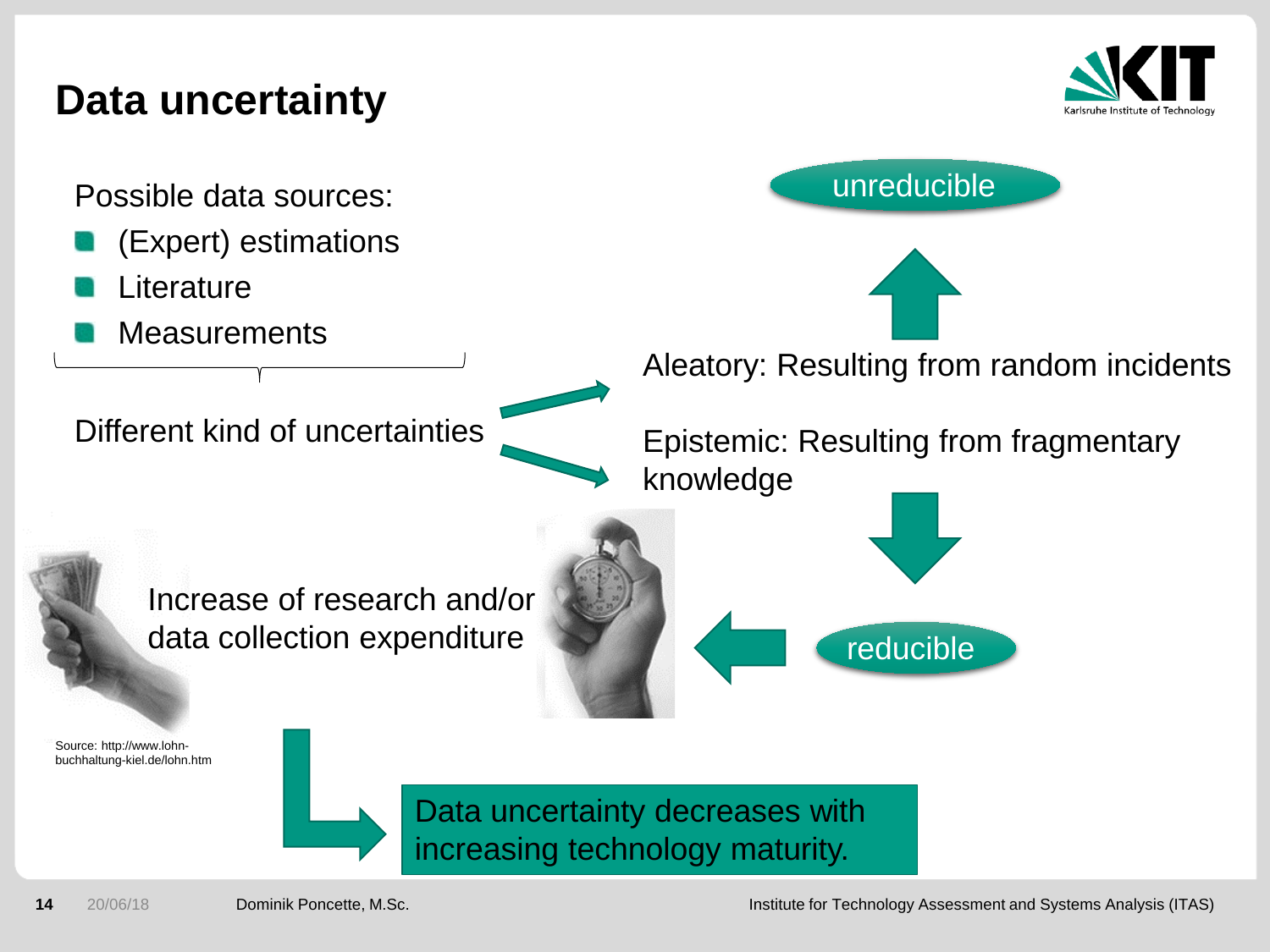# Data uncertainty

Possible data sources:

- (Expert) estimations
- Literature
- Measurements

Different kind of uncertainties

Aleatory: Resulting from random incidents

unreducible

Epistemic: Resulting from fragmentary knowledge

reducible

Increase of research and/or data collection expenditure

Source: http://www.lohn-buchhaltung-kiel.de/lohn.htm

Data uncertainty decreases with increasing technology maturity.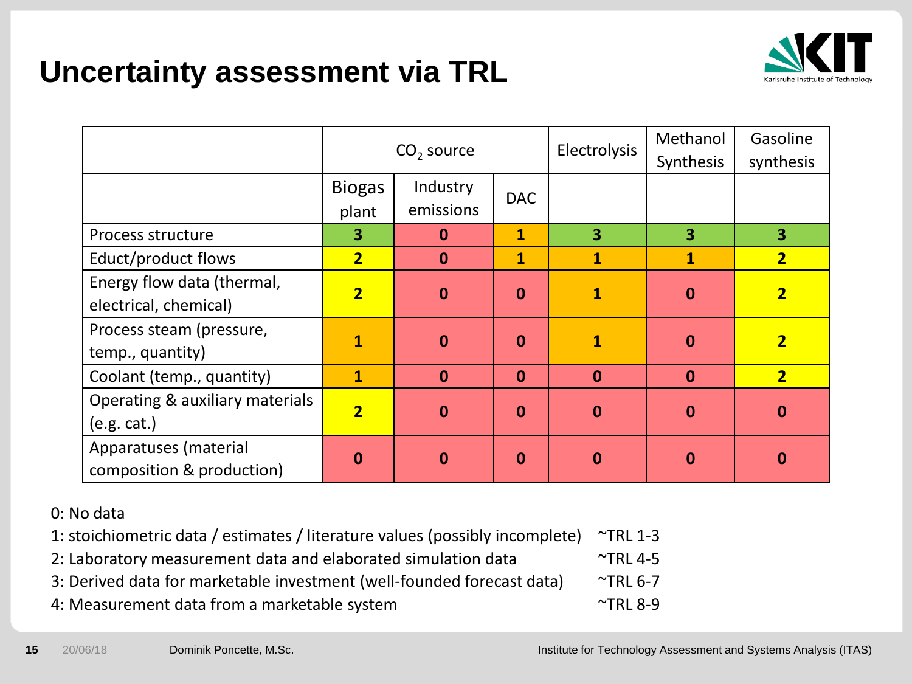# Uncertainty assessment via TRL

| | $CO_2$ source | | | Electrolysis | Methanol Synthesis | Gasoline synthesis |
|---|---|---|---|---|---|---|
| | Biogas plant | Industry emissions | DAC | | | |
| Process structure | **3** | **0** | **1** | **3** | **3** | **3** |
| Educt/product flows | **2** | **0** | **1** | **1** | **1** | **2** |
| Energy flow data (thermal, electrical, chemical) | **2** | **0** | **0** | **1** | **0** | **2** |
| Process steam (pressure, temp., quantity) | **1** | **0** | **0** | **1** | **0** | **2** |
| Coolant (temp., quantity) | **1** | **0** | **0** | **0** | **0** | **2** |
| Operating & auxiliary materials (e.g. cat.) | **2** | **0** | **0** | **0** | **0** | **0** |
| Apparatuses (material composition & production) | **0** | **0** | **0** | **0** | **0** | **0** |

0: No data

1: stoichiometric data / estimates / literature values (possibly incomplete) ~TRL 1-3

2: Laboratory measurement data and elaborated simulation data ~TRL 4-5

3: Derived data for marketable investment (well-founded forecast data) ~TRL 6-7

4: Measurement data from a marketable system ~TRL 8-9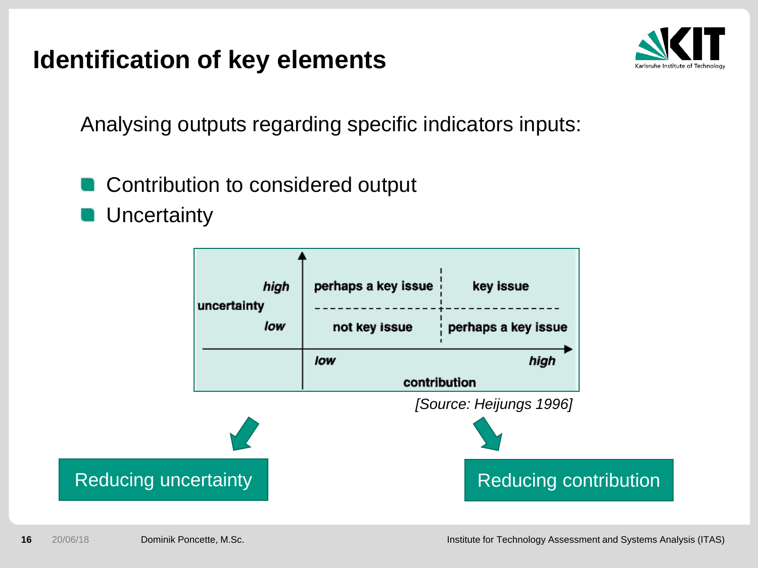# Identification of key elements

Analysing outputs regarding specific indicators inputs:

- Contribution to considered output
- Uncertainty

| uncertainty | low contribution | high contribution |
|---|---|---|
| **high** | perhaps a key issue | key issue |
| **low** | not key issue | perhaps a key issue |

*[Source: Heijungs 1996]*

Reducing uncertainty

Reducing contribution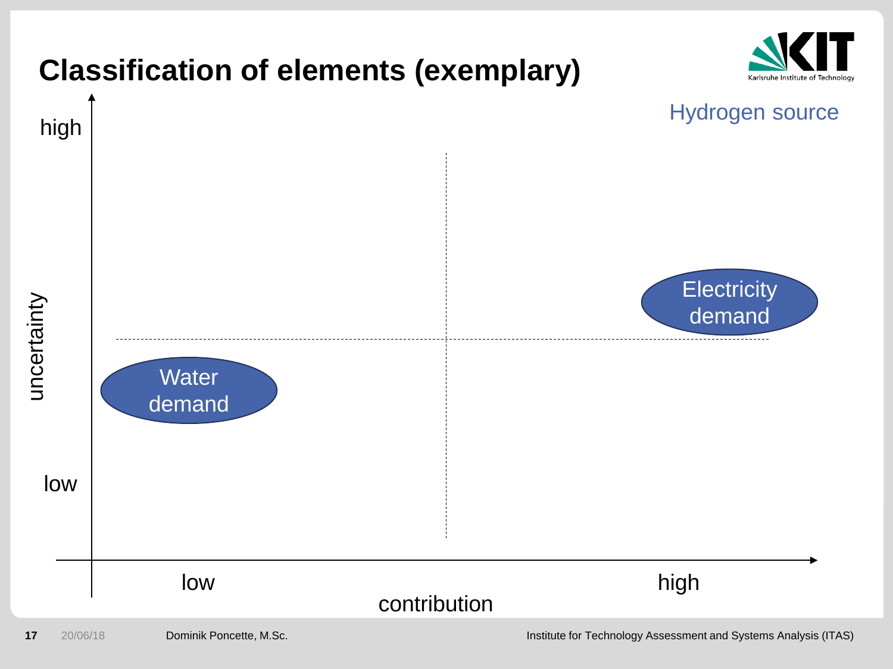# Classification of elements (exemplary)

Hydrogen source

high

uncertainty

low

Electricity demand

Water demand

low

high

contribution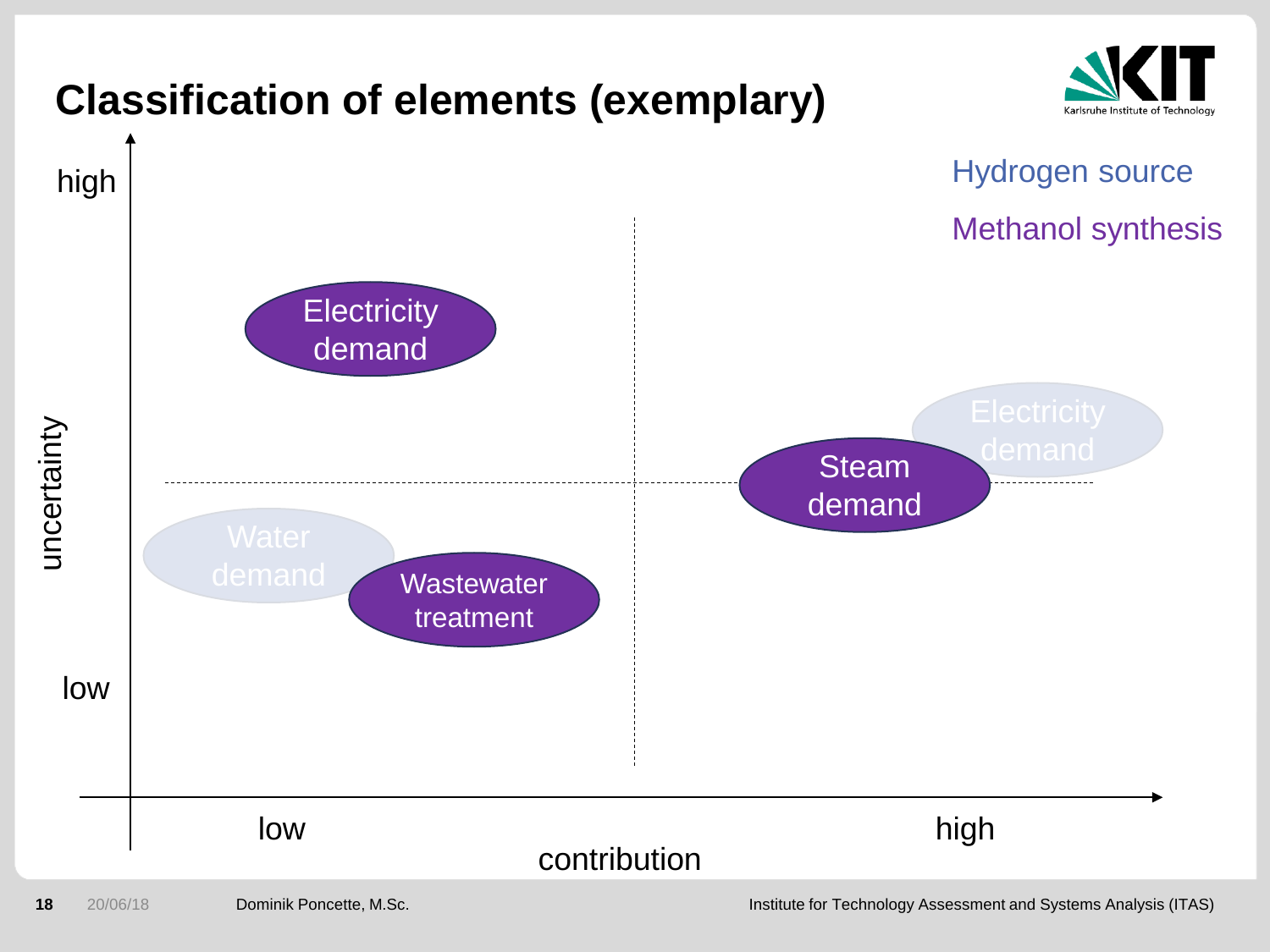# Classification of elements (exemplary)

Hydrogen source

Methanol synthesis

uncertainty: high / low

contribution: low / high

Electricity demand

Electricity demand

Steam demand

Water demand

Wastewater treatment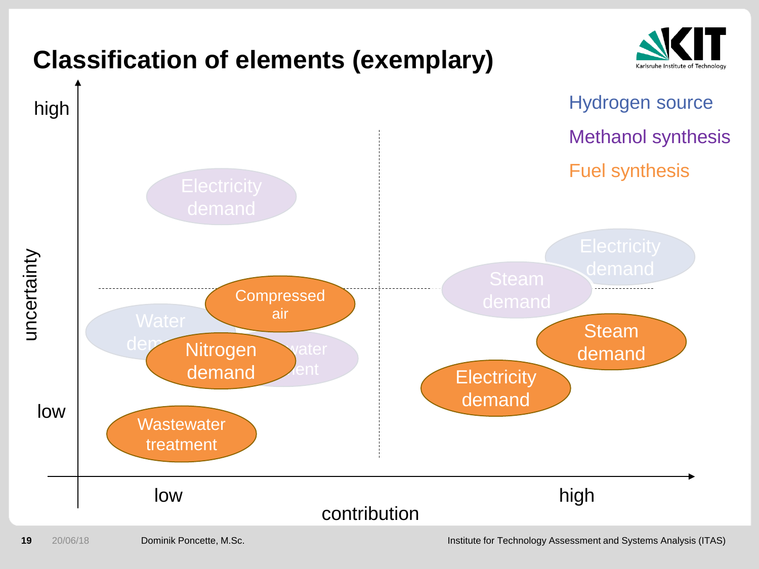# Classification of elements (exemplary)

Hydrogen source

Methanol synthesis

Fuel synthesis

uncertainty: high / low

contribution: low / high

Electricity demand

Electricity demand

Steam demand

Compressed air

Water demand

Wastewater treatment

Nitrogen demand

Steam demand

Electricity demand

Wastewater treatment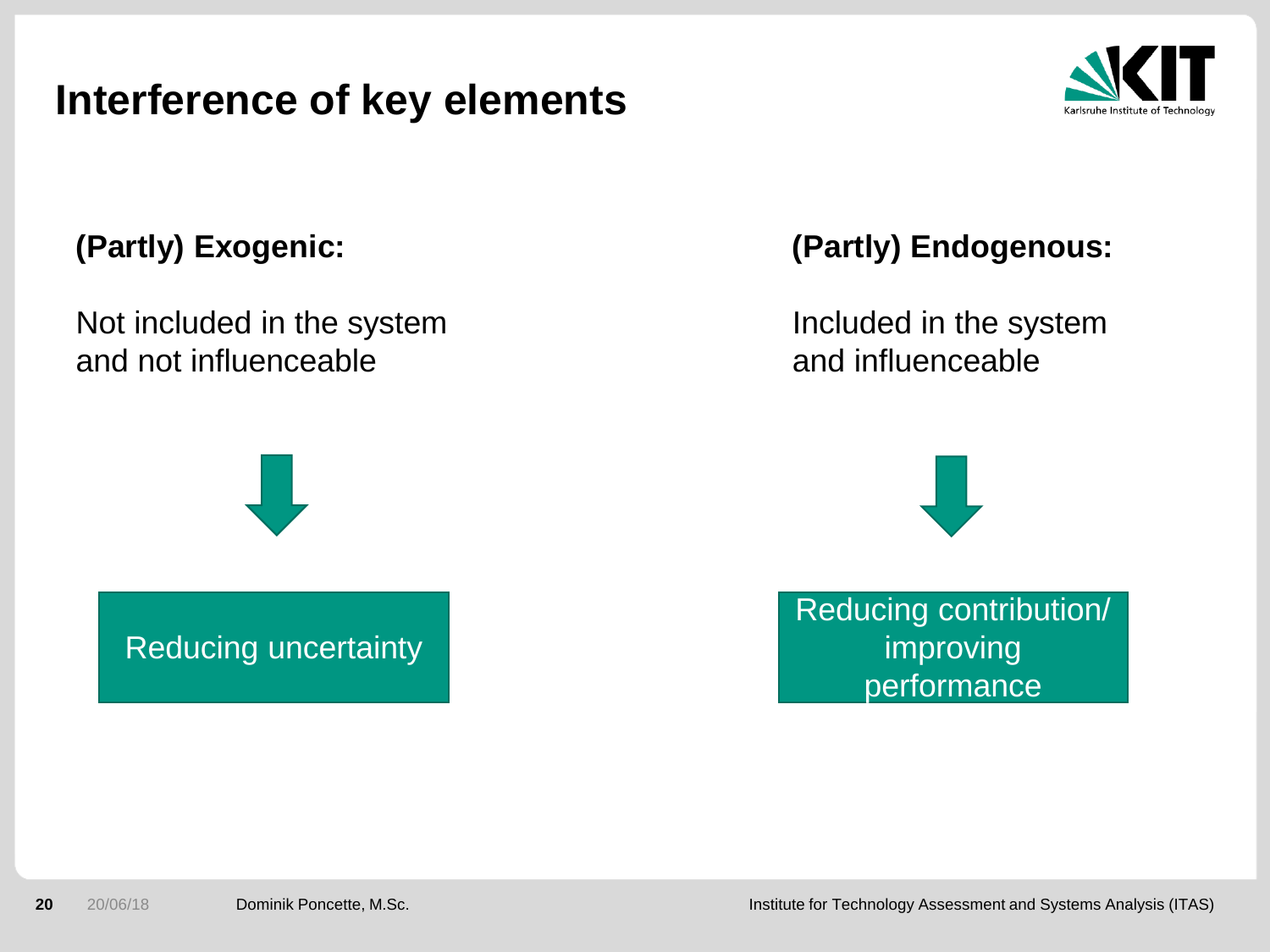# Interference of key elements

**(Partly) Exogenic:**

Not included in the system and not influenceable

↓

Reducing uncertainty

**(Partly) Endogenous:**

Included in the system and influenceable

↓

Reducing contribution/ improving performance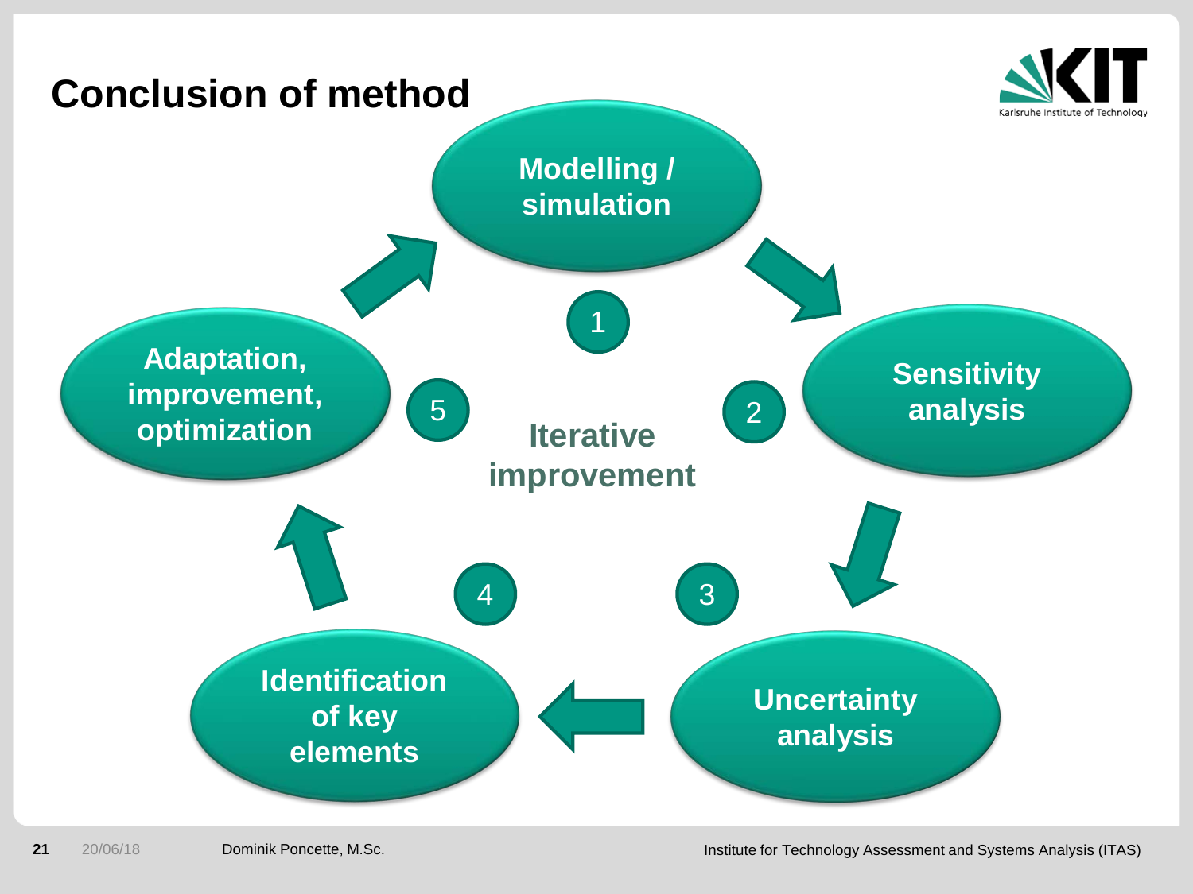# Conclusion of method

1. Modelling / simulation
2. Sensitivity analysis
3. Uncertainty analysis
4. Identification of key elements
5. Adaptation, improvement, optimization

**Iterative improvement**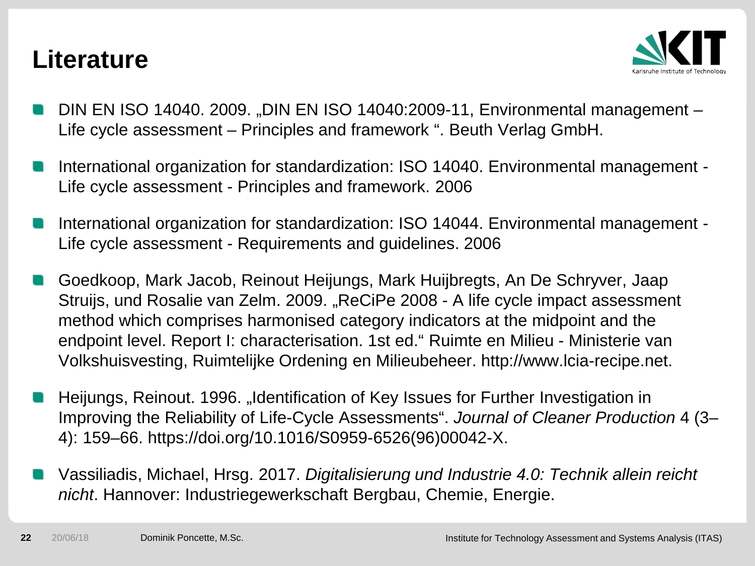# Literature

- DIN EN ISO 14040. 2009. „DIN EN ISO 14040:2009-11, Environmental management – Life cycle assessment – Principles and framework “. Beuth Verlag GmbH.
- International organization for standardization: ISO 14040. Environmental management - Life cycle assessment - Principles and framework. 2006
- International organization for standardization: ISO 14044. Environmental management - Life cycle assessment - Requirements and guidelines. 2006
- Goedkoop, Mark Jacob, Reinout Heijungs, Mark Huijbregts, An De Schryver, Jaap Struijs, und Rosalie van Zelm. 2009. „ReCiPe 2008 - A life cycle impact assessment method which comprises harmonised category indicators at the midpoint and the endpoint level. Report I: characterisation. 1st ed.“ Ruimte en Milieu - Ministerie van Volkshuisvesting, Ruimtelijke Ordening en Milieubeheer. http://www.lcia-recipe.net.
- Heijungs, Reinout. 1996. „Identification of Key Issues for Further Investigation in Improving the Reliability of Life-Cycle Assessments“. *Journal of Cleaner Production* 4 (3–4): 159–66. https://doi.org/10.1016/S0959-6526(96)00042-X.
- Vassiliadis, Michael, Hrsg. 2017. *Digitalisierung und Industrie 4.0: Technik allein reicht nicht*. Hannover: Industriegewerkschaft Bergbau, Chemie, Energie.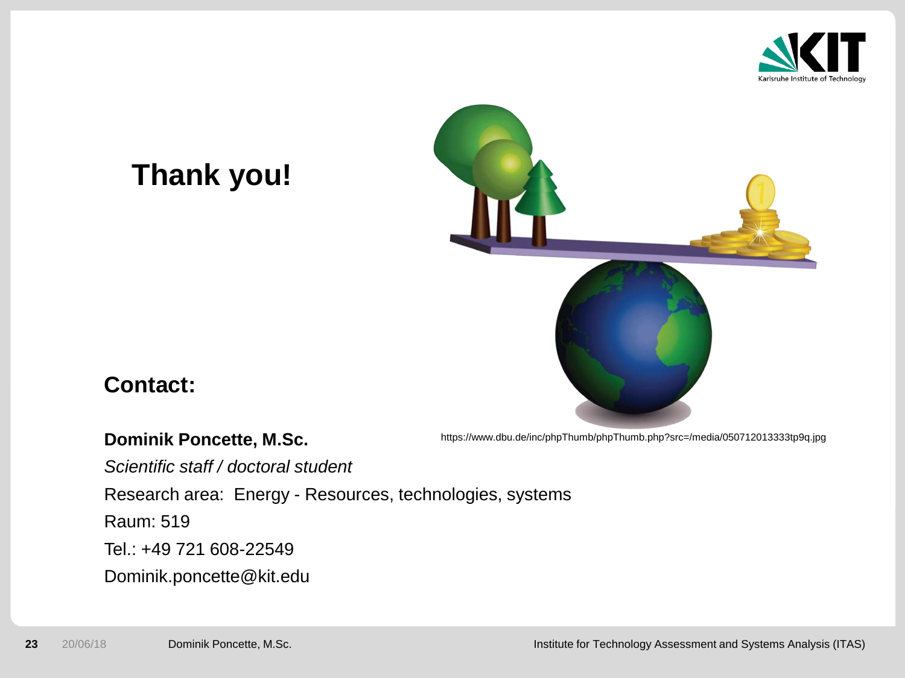# Thank you!

https://www.dbu.de/inc/phpThumb/phpThumb.php?src=/media/050712013333tp9q.jpg

## Contact:

**Dominik Poncette, M.Sc.**

*Scientific staff / doctoral student*

Research area: Energy - Resources, technologies, systems

Raum: 519

Tel.: +49 721 608-22549

Dominik.poncette@kit.edu